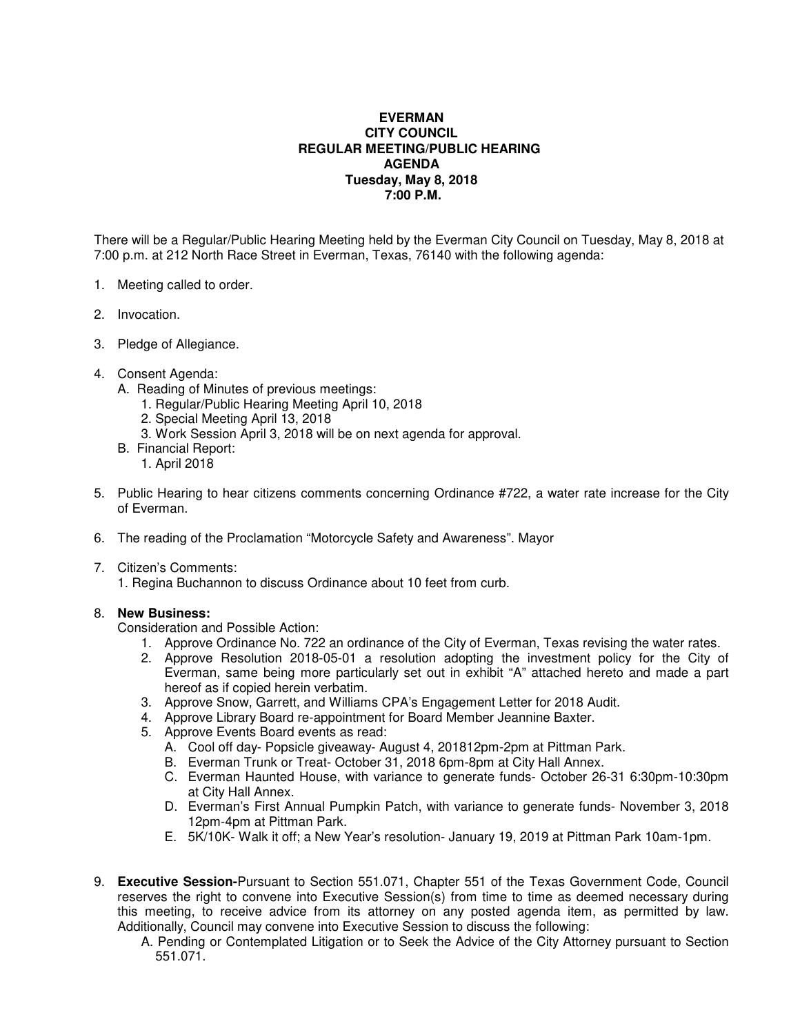**EVERMAN**
**CITY COUNCIL**
**REGULAR MEETING/PUBLIC HEARING**
**AGENDA**
**Tuesday, May 8, 2018**
**7:00 P.M.**

There will be a Regular/Public Hearing Meeting held by the Everman City Council on Tuesday, May 8, 2018 at 7:00 p.m. at 212 North Race Street in Everman, Texas, 76140 with the following agenda:

1. Meeting called to order.

2. Invocation.

3. Pledge of Allegiance.

4. Consent Agenda:
   A. Reading of Minutes of previous meetings:
      1. Regular/Public Hearing Meeting April 10, 2018
      2. Special Meeting April 13, 2018
      3. Work Session April 3, 2018 will be on next agenda for approval.
   B. Financial Report:
      1. April 2018

5. Public Hearing to hear citizens comments concerning Ordinance #722, a water rate increase for the City of Everman.

6. The reading of the Proclamation "Motorcycle Safety and Awareness". Mayor

7. Citizen's Comments:
   1. Regina Buchannon to discuss Ordinance about 10 feet from curb.

8. **New Business:**
   Consideration and Possible Action:
   1. Approve Ordinance No. 722 an ordinance of the City of Everman, Texas revising the water rates.
   2. Approve Resolution 2018-05-01 a resolution adopting the investment policy for the City of Everman, same being more particularly set out in exhibit "A" attached hereto and made a part hereof as if copied herein verbatim.
   3. Approve Snow, Garrett, and Williams CPA's Engagement Letter for 2018 Audit.
   4. Approve Library Board re-appointment for Board Member Jeannine Baxter.
   5. Approve Events Board events as read:
      A. Cool off day- Popsicle giveaway- August 4, 201812pm-2pm at Pittman Park.
      B. Everman Trunk or Treat- October 31, 2018 6pm-8pm at City Hall Annex.
      C. Everman Haunted House, with variance to generate funds- October 26-31 6:30pm-10:30pm at City Hall Annex.
      D. Everman's First Annual Pumpkin Patch, with variance to generate funds- November 3, 2018 12pm-4pm at Pittman Park.
      E. 5K/10K- Walk it off; a New Year's resolution- January 19, 2019 at Pittman Park 10am-1pm.

9. **Executive Session-**Pursuant to Section 551.071, Chapter 551 of the Texas Government Code, Council reserves the right to convene into Executive Session(s) from time to time as deemed necessary during this meeting, to receive advice from its attorney on any posted agenda item, as permitted by law. Additionally, Council may convene into Executive Session to discuss the following:
   A. Pending or Contemplated Litigation or to Seek the Advice of the City Attorney pursuant to Section 551.071.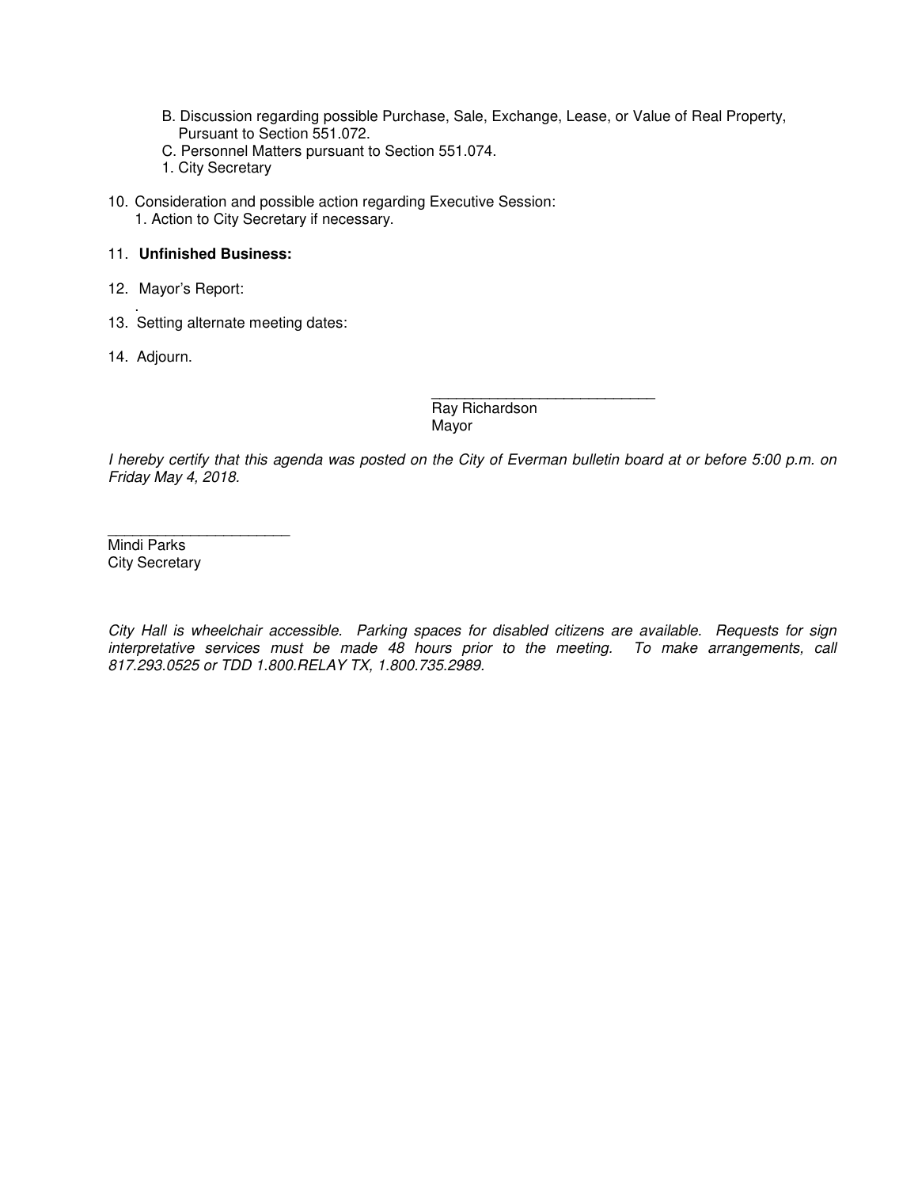B. Discussion regarding possible Purchase, Sale, Exchange, Lease, or Value of Real Property, Pursuant to Section 551.072.

C. Personnel Matters pursuant to Section 551.074.

1. City Secretary

10. Consideration and possible action regarding Executive Session:
    1. Action to City Secretary if necessary.

11. **Unfinished Business:**

12. Mayor's Report:
    .
13. Setting alternate meeting dates:

14. Adjourn.

\_\_\_\_\_\_\_\_\_\_\_\_\_\_\_\_\_\_\_\_\_\_\_\_\_\_\_\_

Ray Richardson

Mayor

*I hereby certify that this agenda was posted on the City of Everman bulletin board at or before 5:00 p.m. on Friday May 4, 2018.*

\_\_\_\_\_\_\_\_\_\_\_\_\_\_\_\_\_\_\_\_\_\_\_

Mindi Parks

City Secretary

*City Hall is wheelchair accessible. Parking spaces for disabled citizens are available. Requests for sign interpretative services must be made 48 hours prior to the meeting. To make arrangements, call 817.293.0525 or TDD 1.800.RELAY TX, 1.800.735.2989.*